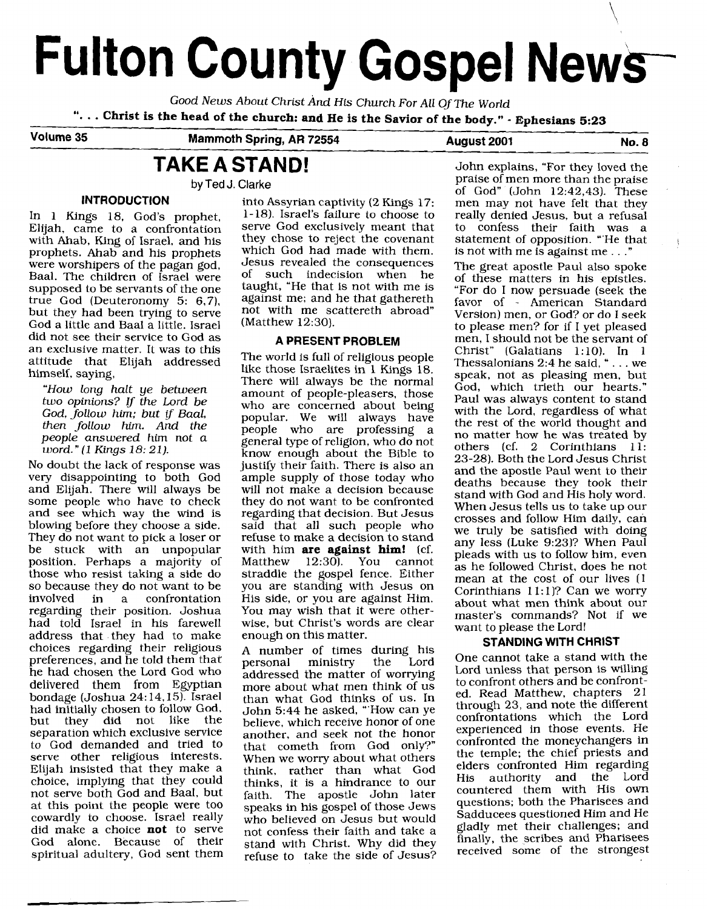# Fulton County Gospel News

*Good News About Christ And His Church For All Of The World*

**"... Christ is the head of the church: and He is the Savior of the body." - Ephesians 5:23**

Volume 35 | Mammoth Spring, AR 72554 | August 2001 | No. 8

## TAKE A STAND!

by Ted J. Clarke

### INTRODUCTION

In 1 Kings 18, God's prophet, Elijah, came to a confrontation with Ahab, King of Israel, and his prophets. Ahab and his prophets were worshipers of the pagan god, Baal. The children of Israel were supposed to be servants of the one true God (Deuteronomy 5: 6,7), but they had been trying to serve God a little and Baal a little. Israel did not see their service to God as an exclusive matter. It was to this attitude that Elijah addressed himself, saying,

> *"How long halt ye between two opinions? If the Lord be God, follow him; but if Baal, then follow him. And the people answered him not a word." (1 Kings 18: 21).*

No doubt the lack of response was very disappointing to both God and Elijah. There will always be some people who have to check and see which way the wind is blowing before they choose a side. They do not want to pick a loser or be stuck with an unpopular position. Perhaps a majority of those who resist taking a side do so because they do not want to be involved in a confrontation regarding their position. Joshua had told Israel in his farewell address that they had to make choices regarding their religious preferences, and he told them that he had chosen the Lord God who delivered them from Egyptian bondage (Joshua 24:14,15). Israel had initially chosen to follow God, but they did not like the separation which exclusive service to God demanded and tried to serve other religious interests. Elijah insisted that they make a choice, implying that they could not serve both God and Baal, but at this point the people were too cowardly to choose. Israel really did make a choice **not** to serve God alone. Because of their spiritual adultery, God sent them into Assyrian captivity (2 Kings 17: 1-18). Israel's failure to choose to serve God exclusively meant that they chose to reject the covenant which God had made with them. Jesus revealed the consequences of such indecision when he taught, "He that is not with me is against me; and he that gathereth not with me scattereth abroad" (Matthew 12:30).

### A PRESENT PROBLEM

The world is full of religious people like those Israelites in 1 Kings 18. There will always be the normal amount of people-pleasers, those who are concerned about being popular. We will always have people who are professing a general type of religion, who do not know enough about the Bible to justify their faith. There is also an ample supply of those today who will not make a decision because they do not want to be confronted regarding that decision. But Jesus said that all such people who refuse to make a decision to stand with him **are against him!** (cf. Matthew 12:30). You cannot straddle the gospel fence. Either you are standing with Jesus on His side, or you are against Him. You may wish that it were otherwise, but Christ's words are clear enough on this matter.

A number of times during his personal ministry the Lord addressed the matter of worrying more about what men think of us than what God thinks of us. In John 5:44 he asked, "How can ye believe, which receive honor of one another, and seek not the honor that cometh from God only?" When we worry about what others think, rather than what God thinks, it is a hindrance to our faith. The apostle John later speaks in his gospel of those Jews who believed on Jesus but would not confess their faith and take a stand with Christ. Why did they refuse to take the side of Jesus? John explains, "For they loved the praise of men more than the praise of God" (John 12:42,43). These men may not have felt that they really denied Jesus, but a refusal to confess their faith was a statement of opposition. "He that is not with me is against me..."

The great apostle Paul also spoke of these matters in his epistles. "For do I now persuade (seek the favor of - American Standard Version) men, or God? or do I seek to please men? for if I yet pleased men, I should not be the servant of Christ" (Galatians 1:10). In 1 Thessalonians 2:4 he said, "... we speak, not as pleasing men, but God, which trieth our hearts." Paul was always content to stand with the Lord, regardless of what the rest of the world thought and no matter how he was treated by others (cf. 2 Corinthians 11: 23-28). Both the Lord Jesus Christ and the apostle Paul went to their deaths because they took their stand with God and His holy word. When Jesus tells us to take up our crosses and follow Him daily, can we truly be satisfied with doing any less (Luke 9:23)? When Paul pleads with us to follow him, even as he followed Christ, does he not mean at the cost of our lives (1 Corinthians 11:1)? Can we worry about what men think about our master's commands? Not if we want to please the Lord!

### STANDING WITH CHRIST

One cannot take a stand with the Lord unless that person is willing to confront others and be confronted. Read Matthew, chapters 21 through 23, and note the different confrontations which the Lord experienced in those events. He confronted the moneychangers in the temple; the chief priests and elders confronted Him regarding His authority and the Lord countered them with His own questions; both the Pharisees and Sadducees questioned Him and He gladly met their challenges; and finally, the scribes and Pharisees received some of the strongest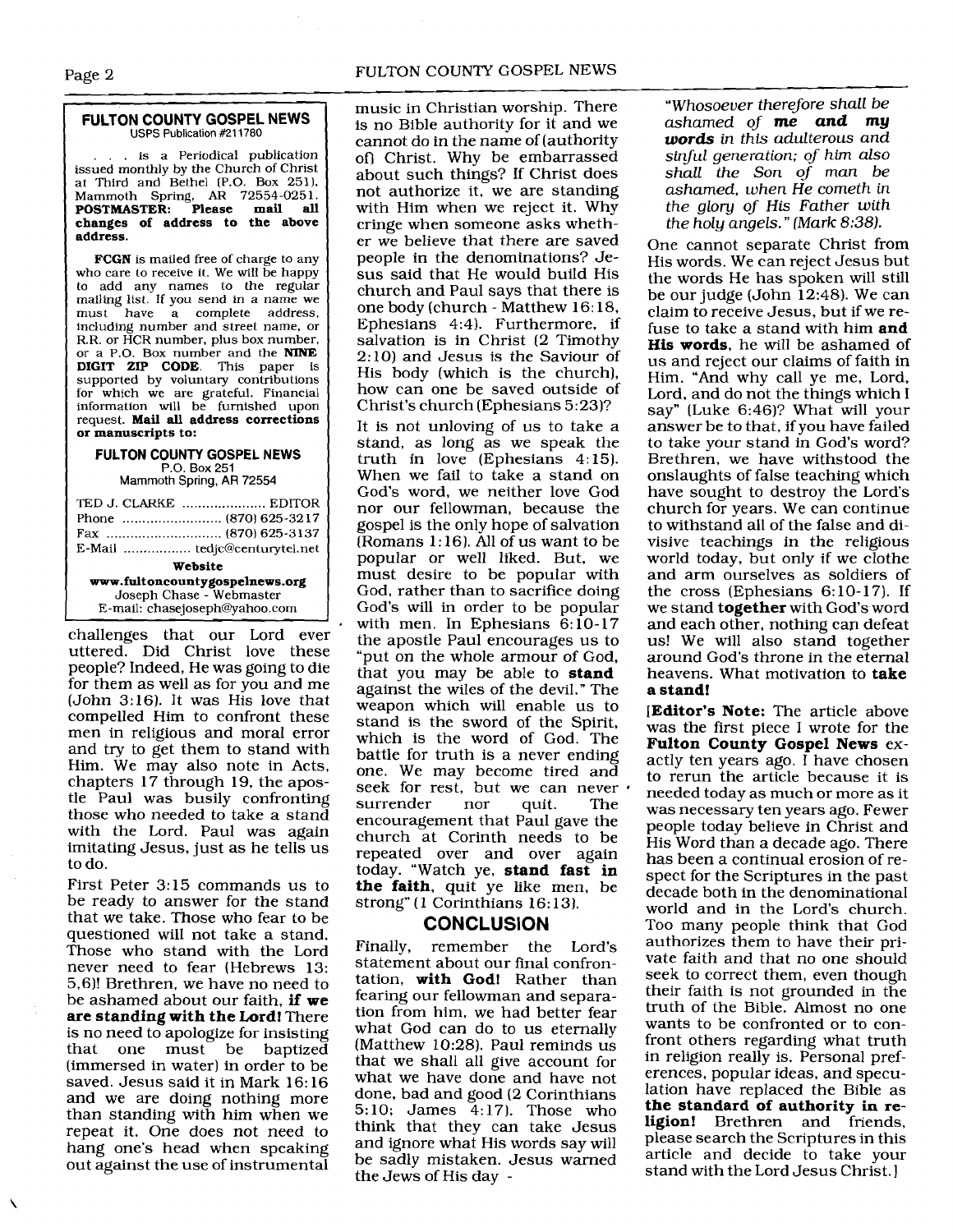**FULTON COUNTY GOSPEL NEWS**
USPS Publication #211780

. . . is a Periodical publication issued monthly by the Church of Christ at Third and Bethel (P.O. Box 251), Mammoth Spring, AR 72554-0251. **POSTMASTER: Please mail all changes of address to the above address.**

**FCGN** is mailed free of charge to any who care to receive it. We will be happy to add any names to the regular mailing list. If you send in a name we must have a complete address, including number and street name, or R.R. or HCR number, plus box number, or a P.O. Box number and the **NINE DIGIT ZIP CODE**. This paper is supported by voluntary contributions for which we are grateful. Financial information will be furnished upon request. **Mail all address corrections or manuscripts to:**

**FULTON COUNTY GOSPEL NEWS**
P.O. Box 251
Mammoth Spring, AR 72554

TED J. CLARKE ..................... EDITOR
Phone ......................... (870) 625-3217
Fax ............................. (870) 625-3137
E-Mail ................. tedjc@centurytel.net

**Website**
**www.fultoncountygospelnews.org**
Joseph Chase - Webmaster
E-mail: chasejoseph@yahoo.com

challenges that our Lord ever uttered. Did Christ love these people? Indeed, He was going to die for them as well as for you and me (John 3:16). It was His love that compelled Him to confront these men in religious and moral error and try to get them to stand with Him. We may also note in Acts, chapters 17 through 19, the apostle Paul was busily confronting those who needed to take a stand with the Lord. Paul was again imitating Jesus, just as he tells us to do.

First Peter 3:15 commands us to be ready to answer for the stand that we take. Those who fear to be questioned will not take a stand. Those who stand with the Lord never need to fear (Hebrews 13: 5,6)! Brethren, we have no need to be ashamed about our faith, **if we are standing with the Lord!** There is no need to apologize for insisting that one must be baptized (immersed in water) in order to be saved. Jesus said it in Mark 16:16 and we are doing nothing more than standing with him when we repeat it. One does not need to hang one's head when speaking out against the use of instrumental music in Christian worship. There is no Bible authority for it and we cannot do in the name of (authority of) Christ. Why be embarrassed about such things? If Christ does not authorize it, we are standing with Him when we reject it. Why cringe when someone asks whether we believe that there are saved people in the denominations? Jesus said that He would build His church and Paul says that there is one body (church - Matthew 16:18, Ephesians 4:4). Furthermore, if salvation is in Christ (2 Timothy 2:10) and Jesus is the Saviour of His body (which is the church), how can one be saved outside of Christ's church (Ephesians 5:23)?

It is not unloving of us to take a stand, as long as we speak the truth in love (Ephesians 4:15). When we fail to take a stand on God's word, we neither love God nor our fellowman, because the gospel is the only hope of salvation (Romans 1:16). All of us want to be popular or well liked. But, we must desire to be popular with God, rather than to sacrifice doing God's will in order to be popular with men. In Ephesians 6:10-17 the apostle Paul encourages us to "put on the whole armour of God, that you may be able to **stand** against the wiles of the devil." The weapon which will enable us to stand is the sword of the Spirit, which is the word of God. The battle for truth is a never ending one. We may become tired and seek for rest, but we can never surrender nor quit. The encouragement that Paul gave the church at Corinth needs to be repeated over and over again today. "Watch ye, **stand fast in the faith**, quit ye like men, be strong" (1 Corinthians 16:13).

## CONCLUSION

Finally, remember the Lord's statement about our final confrontation, **with God!** Rather than fearing our fellowman and separation from him, we had better fear what God can do to us eternally (Matthew 10:28). Paul reminds us that we shall all give account for what we have done and have not done, bad and good (2 Corinthians 5:10; James 4:17). Those who think that they can take Jesus and ignore what His words say will be sadly mistaken. Jesus warned the Jews of His day -

> *"Whosoever therefore shall be ashamed of **me and my words** in this adulterous and sinful generation; of him also shall the Son of man be ashamed, when He cometh in the glory of His Father with the holy angels." (Mark 8:38).*

One cannot separate Christ from His words. We can reject Jesus but the words He has spoken will still be our judge (John 12:48). We can claim to receive Jesus, but if we refuse to take a stand with him **and His words**, he will be ashamed of us and reject our claims of faith in Him. "And why call ye me, Lord, Lord, and do not the things which I say" (Luke 6:46)? What will your answer be to that, if you have failed to take your stand in God's word? Brethren, we have withstood the onslaughts of false teaching which have sought to destroy the Lord's church for years. We can continue to withstand all of the false and divisive teachings in the religious world today, but only if we clothe and arm ourselves as soldiers of the cross (Ephesians 6:10-17). If we stand **together** with God's word and each other, nothing can defeat us! We will also stand together around God's throne in the eternal heavens. What motivation to **take a stand!**

[**Editor's Note:** The article above was the first piece I wrote for the **Fulton County Gospel News** exactly ten years ago. I have chosen to rerun the article because it is needed today as much or more as it was necessary ten years ago. Fewer people today believe in Christ and His Word than a decade ago. There has been a continual erosion of respect for the Scriptures in the past decade both in the denominational world and in the Lord's church. Too many people think that God authorizes them to have their private faith and that no one should seek to correct them, even though their faith is not grounded in the truth of the Bible. Almost no one wants to be confronted or to confront others regarding what truth in religion really is. Personal preferences, popular ideas, and speculation have replaced the Bible as **the standard of authority in religion!** Brethren and friends, please search the Scriptures in this article and decide to take your stand with the Lord Jesus Christ.]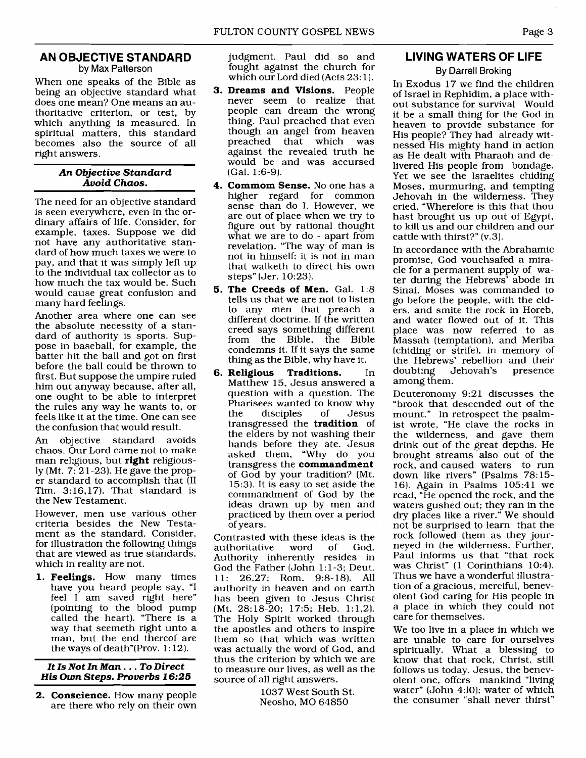## AN OBJECTIVE STANDARD

by Max Patterson

When one speaks of the Bible as being an objective standard what does one mean? One means an authoritative criterion, or test, by which anything is measured. In spiritual matters, this standard becomes also the source of all right answers.

### *An Objective Standard Avoid Chaos.*

The need for an objective standard is seen everywhere, even in the ordinary affairs of life. Consider, for example, taxes. Suppose we did not have any authoritative standard of how much taxes we were to pay, and that it was simply left up to the individual tax collector as to how much the tax would be. Such would cause great confusion and many hard feelings.

Another area where one can see the absolute necessity of a standard of authority is sports. Suppose in baseball, for example, the batter hit the ball and got on first before the ball could be thrown to first. But suppose the umpire ruled him out anyway because, after all, one ought to be able to interpret the rules any way he wants to, or feels like it at the time. One can see the confusion that would result.

An objective standard avoids chaos. Our Lord came not to make man religious, but **right** religiously (Mt. 7: 21-23). He gave the proper standard to accomplish that (II Tim. 3:16,17). That standard is the New Testament.

However, men use various other criteria besides the New Testament as the standard. Consider, for illustration the following things that are viewed as true standards, which in reality are not.

1. **Feelings.** How many times have you heard people say, "I feel I am saved right here" (pointing to the blood pump called the heart). "There is a way that seemeth right unto a man, but the end thereof are the ways of death"(Prov. 1:12).

### *It Is Not In Man . . . To Direct His Own Steps. Proverbs 16:25*

2. **Conscience.** How many people are there who rely on their own judgment. Paul did so and fought against the church for which our Lord died (Acts 23:1).
3. **Dreams and Visions.** People never seem to realize that people can dream the wrong thing. Paul preached that even though an angel from heaven preached that which was against the revealed truth he would be and was accursed (Gal. 1:6-9).
4. **Commom Sense.** No one has a higher regard for common sense than do I. However, we are out of place when we try to figure out by rational thought what we are to do - apart from revelation. "The way of man is not in himself: it is not in man that walketh to direct his own steps" (Jer. 10:23).
5. **The Creeds of Men.** Gal. 1:8 tells us that we are not to listen to any men that preach a different doctrine. If the written creed says something different from the Bible, the Bible condemns it. If it says the same thing as the Bible, why have it.
6. **Religious Traditions.** In Matthew 15, Jesus answered a question with a question. The Pharisees wanted to know why the disciples of Jesus transgressed the **tradition** of the elders by not washing their hands before they ate. Jesus asked them, "Why do you transgress the **commandment** of God by your tradition? (Mt. 15:3). It is easy to set aside the commandment of God by the ideas drawn up by men and practiced by them over a period of years.

Contrasted with these ideas is the authoritative word of God. Authority inherently resides in God the Father (John 1:1-3; Deut. 11: 26,27; Rom. 9:8-18). All authority in heaven and on earth has been given to Jesus Christ (Mt. 28:18-20; 17:5; Heb. 1:1,2). The Holy Spirit worked through the apostles and others to inspire them so that which was written was actually the word of God, and thus the criterion by which we are to measure our lives, as well as the source of all right answers.

1037 West South St.
Neosho, MO 64850

## LIVING WATERS OF LIFE

By Darrell Broking

In Exodus 17 we find the children of Israel in Rephidim, a place without substance for survival Would it be a small thing for the God in heaven to provide substance for His people? They had already witnessed His mighty hand in action as He dealt with Pharaoh and delivered His people from bondage. Yet we see the Israelites chiding Moses, murmuring, and tempting Jehovah in the wilderness. They cried, "Wherefore is this that thou hast brought us up out of Egypt, to kill us and our children and our cattle with thirst?" (v.3).

In accordance with the Abrahamic promise, God vouchsafed a miracle for a permanent supply of water during the Hebrews' abode in Sinai. Moses was commanded to go before the people, with the elders, and smite the rock in Horeb, and water flowed out of it. This place was now referred to as Massah (temptation), and Meriba (chiding or strife), in memory of the Hebrews' rebellion and their doubting Jehovah's presence among them.

Deuteronomy 9:21 discusses the "brook that descended out of the mount." In retrospect the psalmist wrote, "He clave the rocks in the wilderness, and gave them drink out of the great depths. He brought streams also out of the rock, and caused waters to run down like rivers" (Psalms 78:15-16). Again in Psalms 105:41 we read, "He opened the rock, and the waters gushed out; they ran in the dry places like a river." We should not be surprised to learn that the rock followed them as they journeyed in the wilderness. Further, Paul informs us that "that rock was Christ" (1 Corinthians 10:4). Thus we have a wonderful illustration of a gracious, merciful, benevolent God caring for His people in a place in which they could not care for themselves.

We too live in a place in which we are unable to care for ourselves spiritually. What a blessing to know that that rock, Christ, still follows us today. Jesus, the benevolent one, offers mankind "living water" (John 4:10); water of which the consumer "shall never thirst"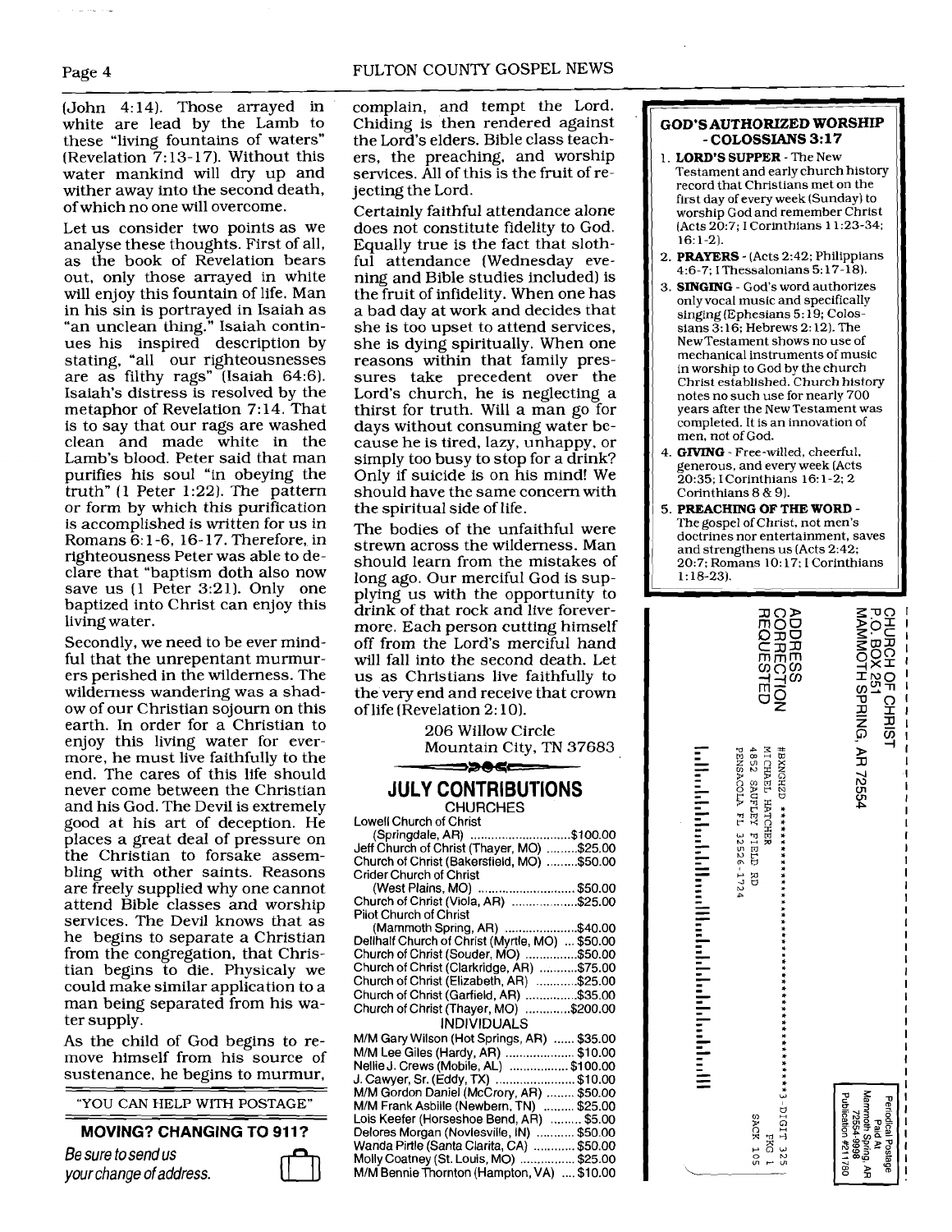(John 4:14). Those arrayed in white are lead by the Lamb to these "living fountains of waters" (Revelation 7:13-17). Without this water mankind will dry up and wither away into the second death, of which no one will overcome.

Let us consider two points as we analyse these thoughts. First of all, as the book of Revelation bears out, only those arrayed in white will enjoy this fountain of life. Man in his sin is portrayed in Isaiah as "an unclean thing." Isaiah continues his inspired description by stating, "all our righteousnesses are as filthy rags" (Isaiah 64:6). Isaiah's distress is resolved by the metaphor of Revelation 7:14. That is to say that our rags are washed clean and made white in the Lamb's blood. Peter said that man purifies his soul "in obeying the truth" (1 Peter 1:22). The pattern or form by which this purification is accomplished is written for us in Romans 6:1-6, 16-17. Therefore, in righteousness Peter was able to declare that "baptism doth also now save us (1 Peter 3:21). Only one baptized into Christ can enjoy this living water.

Secondly, we need to be ever mindful that the unrepentant murmurers perished in the wilderness. The wilderness wandering was a shadow of our Christian sojourn on this earth. In order for a Christian to enjoy this living water for evermore, he must live faithfully to the end. The cares of this life should never come between the Christian and his God. The Devil is extremely good at his art of deception. He places a great deal of pressure on the Christian to forsake assembling with other saints. Reasons are freely supplied why one cannot attend Bible classes and worship services. The Devil knows that as he begins to separate a Christian from the congregation, that Christian begins to die. Physicaly we could make similar application to a man being separated from his water supply.

As the child of God begins to remove himself from his source of sustenance, he begins to murmur, complain, and tempt the Lord. Chiding is then rendered against the Lord's elders. Bible class teachers, the preaching, and worship services. All of this is the fruit of rejecting the Lord.

Certainly faithful attendance alone does not constitute fidelity to God. Equally true is the fact that slothful attendance (Wednesday evening and Bible studies included) is the fruit of infidelity. When one has a bad day at work and decides that she is too upset to attend services, she is dying spiritually. When one reasons within that family pressures take precedent over the Lord's church, he is neglecting a thirst for truth. Will a man go for days without consuming water because he is tired, lazy, unhappy, or simply too busy to stop for a drink? Only if suicide is on his mind! We should have the same concern with the spiritual side of life.

The bodies of the unfaithful were strewn across the wilderness. Man should learn from the mistakes of long ago. Our merciful God is supplying us with the opportunity to drink of that rock and live forevermore. Each person cutting himself off from the Lord's merciful hand will fall into the second death. Let us as Christians live faithfully to the very end and receive that crown of life (Revelation 2:10).

206 Willow Circle
Mountain City, TN 37683

"YOU CAN HELP WITH POSTAGE"

## JULY CONTRIBUTIONS

### CHURCHES

| | |
|---|---|
| Lowell Church of Christ (Springdale, AR) | $100.00 |
| Jeff Church of Christ (Thayer, MO) | $25.00 |
| Church of Christ (Bakersfield, MO) | $50.00 |
| Crider Church of Christ (West Plains, MO) | $50.00 |
| Church of Christ (Viola, AR) | $25.00 |
| Pilot Church of Christ (Mammoth Spring, AR) | $40.00 |
| Dellhalf Church of Christ (Myrtle, MO) | $50.00 |
| Church of Christ (Souder, MO) | $50.00 |
| Church of Christ (Clarkridge, AR) | $75.00 |
| Church of Christ (Elizabeth, AR) | $25.00 |
| Church of Christ (Garfield, AR) | $35.00 |
| Church of Christ (Thayer, MO) | $200.00 |

### INDIVIDUALS

| | |
|---|---|
| M/M Gary Wilson (Hot Springs, AR) | $35.00 |
| M/M Lee Giles (Hardy, AR) | $10.00 |
| Nellie J. Crews (Mobile, AL) | $100.00 |
| J. Cawyer, Sr. (Eddy, TX) | $10.00 |
| M/M Gordon Daniel (McCrory, AR) | $50.00 |
| M/M Frank Asbille (Newbern, TN) | $25.00 |
| Lois Keefer (Horseshoe Bend, AR) | $5.00 |
| Delores Morgan (Novlesville, IN) | $50.00 |
| Wanda Pirtle (Santa Clarita, CA) | $50.00 |
| Molly Coatney (St. Louis, MO) | $25.00 |
| M/M Bennie Thornton (Hampton, VA) | $10.00 |

## GOD'S AUTHORIZED WORSHIP - COLOSSIANS 3:17

1. **LORD'S SUPPER** - The New Testament and early church history record that Christians met on the first day of every week (Sunday) to worship God and remember Christ (Acts 20:7; I Corinthians 11:23-34; 16:1-2).
2. **PRAYERS** - (Acts 2:42; Philippians 4:6-7; I Thessalonians 5:17-18).
3. **SINGING** - God's word authorizes only vocal music and specifically singing (Ephesians 5:19; Colossians 3:16; Hebrews 2:12). The New Testament shows no use of mechanical instruments of music in worship to God by the church Christ established. Church history notes no such use for nearly 700 years after the New Testament was completed. It is an innovation of men, not of God.
4. **GIVING** - Free-willed, cheerful, generous, and every week (Acts 20:35; I Corinthians 16:1-2; 2 Corinthians 8 & 9).
5. **PREACHING OF THE WORD** - The gospel of Christ, not men's doctrines nor entertainment, saves and strengthens us (Acts 2:42; 20:7; Romans 10:17; I Corinthians 1:18-23).

CHURCH OF CHRIST
P.O. BOX 251
MAMMOTH SPRING, AR 72554

ADDRESS CORRECTION REQUESTED

Periodical Postage Paid At Mammoth Spring, AR 72554-9998 Publication #211780

#BXNGHZD \*\*\*\*\*\*\*\*\*\*\*\*\*\*\*\*\*\*\*\*\*\*\*\*\*\*\*\*3-DIGIT 325
MICHAEL HATCHER PKG 1
4852 SAUFLEY FIELD RD SACK 105
PENSACOLA FL 32526-1724

## MOVING? CHANGING TO 911?

*Be sure to send us your change of address.*